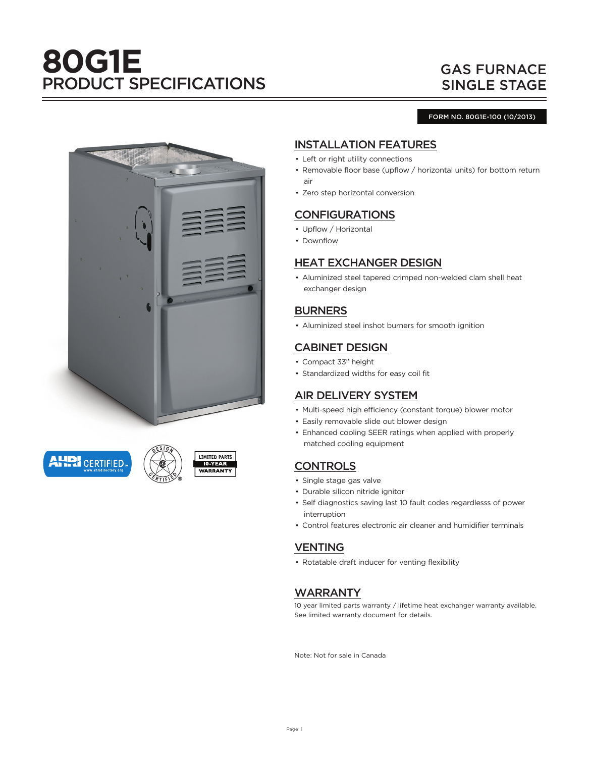# 80G1E
# PRODUCT SPECIFICATIONS

## GAS FURNACE SINGLE STAGE

FORM NO. 80G1E-100 (10/2013)

LIMITED PARTS 10-YEAR WARRANTY

## INSTALLATION FEATURES

- Left or right utility connections
- Removable floor base (upflow / horizontal units) for bottom return air
- Zero step horizontal conversion

## CONFIGURATIONS

- Upflow / Horizontal
- Downflow

## HEAT EXCHANGER DESIGN

- Aluminized steel tapered crimped non-welded clam shell heat exchanger design

## BURNERS

- Aluminized steel inshot burners for smooth ignition

## CABINET DESIGN

- Compact 33" height
- Standardized widths for easy coil fit

## AIR DELIVERY SYSTEM

- Multi-speed high efficiency (constant torque) blower motor
- Easily removable slide out blower design
- Enhanced cooling SEER ratings when applied with properly matched cooling equipment

## CONTROLS

- Single stage gas valve
- Durable silicon nitride ignitor
- Self diagnostics saving last 10 fault codes regardlesss of power interruption
- Control features electronic air cleaner and humidifier terminals

## VENTING

- Rotatable draft inducer for venting flexibility

## WARRANTY

10 year limited parts warranty / lifetime heat exchanger warranty available. See limited warranty document for details.

Note: Not for sale in Canada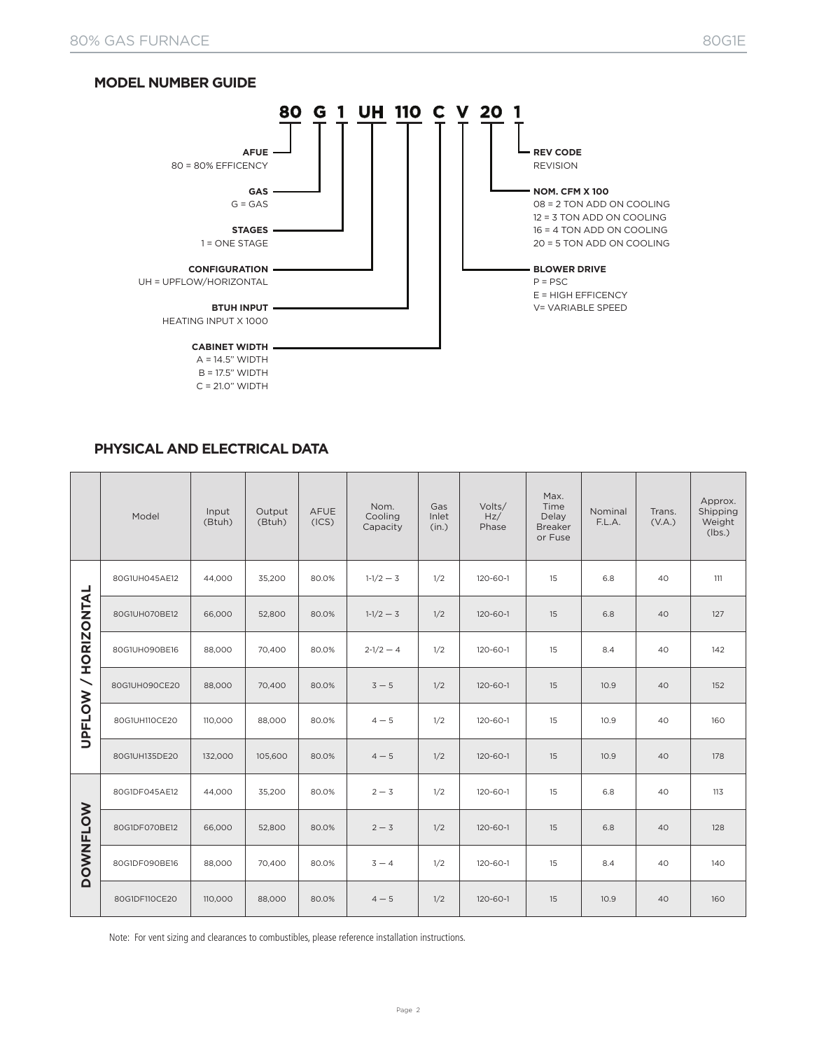## MODEL NUMBER GUIDE

**80 G 1 UH 110 C V 20 1**

**AFUE**
80 = 80% EFFICENCY

**GAS**
G = GAS

**STAGES**
1 = ONE STAGE

**CONFIGURATION**
UH = UPFLOW/HORIZONTAL

**BTUH INPUT**
HEATING INPUT X 1000

**CABINET WIDTH**
A = 14.5" WIDTH
B = 17.5" WIDTH
C = 21.0" WIDTH

**BLOWER DRIVE**
P = PSC
E = HIGH EFFICENCY
V= VARIABLE SPEED

**NOM. CFM X 100**
08 = 2 TON ADD ON COOLING
12 = 3 TON ADD ON COOLING
16 = 4 TON ADD ON COOLING
20 = 5 TON ADD ON COOLING

**REV CODE**
REVISION

## PHYSICAL AND ELECTRICAL DATA

| | Model | Input (Btuh) | Output (Btuh) | AFUE (ICS) | Nom. Cooling Capacity | Gas Inlet (in.) | Volts/ Hz/ Phase | Max. Time Delay Breaker or Fuse | Nominal F.L.A. | Trans. (V.A.) | Approx. Shipping Weight (lbs.) |
|---|---|---|---|---|---|---|---|---|---|---|---|
| UPFLOW / HORIZONTAL | 80G1UH045AE12 | 44,000 | 35,200 | 80.0% | 1-1/2 — 3 | 1/2 | 120-60-1 | 15 | 6.8 | 40 | 111 |
| | 80G1UH070BE12 | 66,000 | 52,800 | 80.0% | 1-1/2 — 3 | 1/2 | 120-60-1 | 15 | 6.8 | 40 | 127 |
| | 80G1UH090BE16 | 88,000 | 70,400 | 80.0% | 2-1/2 — 4 | 1/2 | 120-60-1 | 15 | 8.4 | 40 | 142 |
| | 80G1UH090CE20 | 88,000 | 70,400 | 80.0% | 3 — 5 | 1/2 | 120-60-1 | 15 | 10.9 | 40 | 152 |
| | 80G1UH110CE20 | 110,000 | 88,000 | 80.0% | 4 — 5 | 1/2 | 120-60-1 | 15 | 10.9 | 40 | 160 |
| | 80G1UH135DE20 | 132,000 | 105,600 | 80.0% | 4 — 5 | 1/2 | 120-60-1 | 15 | 10.9 | 40 | 178 |
| DOWNFLOW | 80G1DF045AE12 | 44,000 | 35,200 | 80.0% | 2 — 3 | 1/2 | 120-60-1 | 15 | 6.8 | 40 | 113 |
| | 80G1DF070BE12 | 66,000 | 52,800 | 80.0% | 2 — 3 | 1/2 | 120-60-1 | 15 | 6.8 | 40 | 128 |
| | 80G1DF090BE16 | 88,000 | 70,400 | 80.0% | 3 — 4 | 1/2 | 120-60-1 | 15 | 8.4 | 40 | 140 |
| | 80G1DF110CE20 | 110,000 | 88,000 | 80.0% | 4 — 5 | 1/2 | 120-60-1 | 15 | 10.9 | 40 | 160 |

Note: For vent sizing and clearances to combustibles, please reference installation instructions.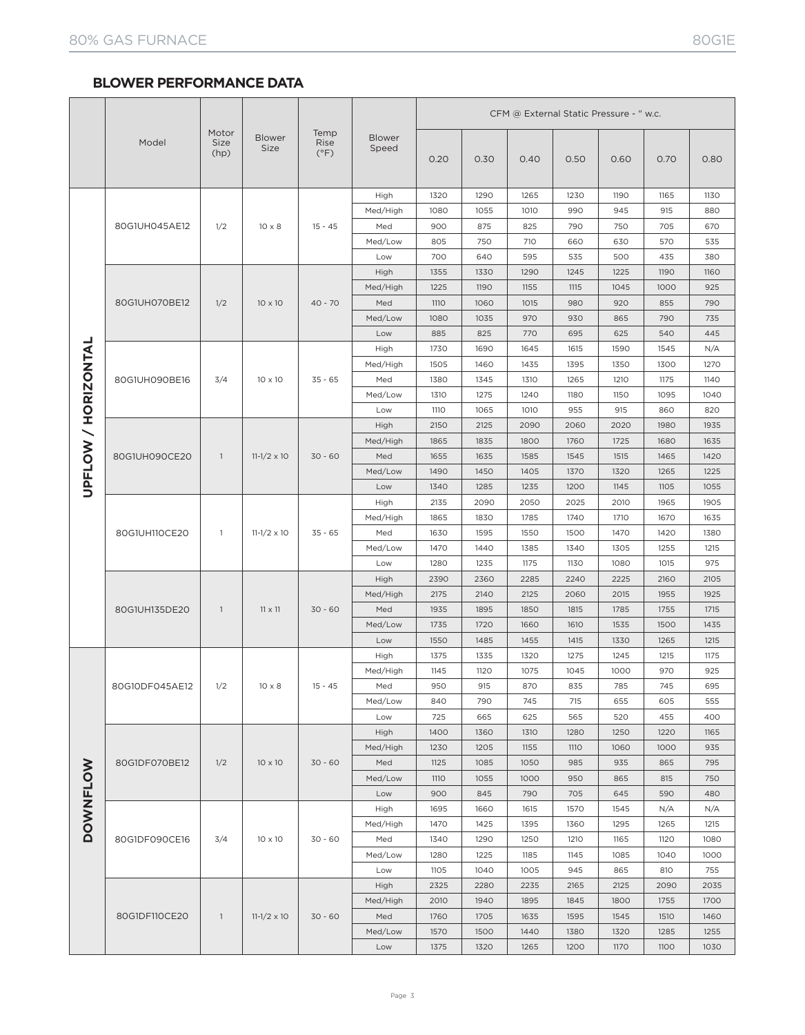## BLOWER PERFORMANCE DATA

| | Model | Motor Size (hp) | Blower Size | Temp Rise (°F) | Blower Speed | CFM @ External Static Pressure - " w.c. | | | | | | |
|---|---|---|---|---|---|---|---|---|---|---|---|---|
| | | | | | | 0.20 | 0.30 | 0.40 | 0.50 | 0.60 | 0.70 | 0.80 |
| **UPFLOW / HORIZONTAL** | 80G1UH045AE12 | 1/2 | 10 x 8 | 15 - 45 | High | 1320 | 1290 | 1265 | 1230 | 1190 | 1165 | 1130 |
| | | | | | Med/High | 1080 | 1055 | 1010 | 990 | 945 | 915 | 880 |
| | | | | | Med | 900 | 875 | 825 | 790 | 750 | 705 | 670 |
| | | | | | Med/Low | 805 | 750 | 710 | 660 | 630 | 570 | 535 |
| | | | | | Low | 700 | 640 | 595 | 535 | 500 | 435 | 380 |
| | 80G1UH070BE12 | 1/2 | 10 x 10 | 40 - 70 | High | 1355 | 1330 | 1290 | 1245 | 1225 | 1190 | 1160 |
| | | | | | Med/High | 1225 | 1190 | 1155 | 1115 | 1045 | 1000 | 925 |
| | | | | | Med | 1110 | 1060 | 1015 | 980 | 920 | 855 | 790 |
| | | | | | Med/Low | 1080 | 1035 | 970 | 930 | 865 | 790 | 735 |
| | | | | | Low | 885 | 825 | 770 | 695 | 625 | 540 | 445 |
| | 80G1UH090BE16 | 3/4 | 10 x 10 | 35 - 65 | High | 1730 | 1690 | 1645 | 1615 | 1590 | 1545 | N/A |
| | | | | | Med/High | 1505 | 1460 | 1435 | 1395 | 1350 | 1300 | 1270 |
| | | | | | Med | 1380 | 1345 | 1310 | 1265 | 1210 | 1175 | 1140 |
| | | | | | Med/Low | 1310 | 1275 | 1240 | 1180 | 1150 | 1095 | 1040 |
| | | | | | Low | 1110 | 1065 | 1010 | 955 | 915 | 860 | 820 |
| | 80G1UH090CE20 | 1 | 11-1/2 x 10 | 30 - 60 | High | 2150 | 2125 | 2090 | 2060 | 2020 | 1980 | 1935 |
| | | | | | Med/High | 1865 | 1835 | 1800 | 1760 | 1725 | 1680 | 1635 |
| | | | | | Med | 1655 | 1635 | 1585 | 1545 | 1515 | 1465 | 1420 |
| | | | | | Med/Low | 1490 | 1450 | 1405 | 1370 | 1320 | 1265 | 1225 |
| | | | | | Low | 1340 | 1285 | 1235 | 1200 | 1145 | 1105 | 1055 |
| | 80G1UH110CE20 | 1 | 11-1/2 x 10 | 35 - 65 | High | 2135 | 2090 | 2050 | 2025 | 2010 | 1965 | 1905 |
| | | | | | Med/High | 1865 | 1830 | 1785 | 1740 | 1710 | 1670 | 1635 |
| | | | | | Med | 1630 | 1595 | 1550 | 1500 | 1470 | 1420 | 1380 |
| | | | | | Med/Low | 1470 | 1440 | 1385 | 1340 | 1305 | 1255 | 1215 |
| | | | | | Low | 1280 | 1235 | 1175 | 1130 | 1080 | 1015 | 975 |
| | 80G1UH135DE20 | 1 | 11 x 11 | 30 - 60 | High | 2390 | 2360 | 2285 | 2240 | 2225 | 2160 | 2105 |
| | | | | | Med/High | 2175 | 2140 | 2125 | 2060 | 2015 | 1955 | 1925 |
| | | | | | Med | 1935 | 1895 | 1850 | 1815 | 1785 | 1755 | 1715 |
| | | | | | Med/Low | 1735 | 1720 | 1660 | 1610 | 1535 | 1500 | 1435 |
| | | | | | Low | 1550 | 1485 | 1455 | 1415 | 1330 | 1265 | 1215 |
| **DOWNFLOW** | 80G1ODF045AE12 | 1/2 | 10 x 8 | 15 - 45 | High | 1375 | 1335 | 1320 | 1275 | 1245 | 1215 | 1175 |
| | | | | | Med/High | 1145 | 1120 | 1075 | 1045 | 1000 | 970 | 925 |
| | | | | | Med | 950 | 915 | 870 | 835 | 785 | 745 | 695 |
| | | | | | Med/Low | 840 | 790 | 745 | 715 | 655 | 605 | 555 |
| | | | | | Low | 725 | 665 | 625 | 565 | 520 | 455 | 400 |
| | 80G1DF070BE12 | 1/2 | 10 x 10 | 30 - 60 | High | 1400 | 1360 | 1310 | 1280 | 1250 | 1220 | 1165 |
| | | | | | Med/High | 1230 | 1205 | 1155 | 1110 | 1060 | 1000 | 935 |
| | | | | | Med | 1125 | 1085 | 1050 | 985 | 935 | 865 | 795 |
| | | | | | Med/Low | 1110 | 1055 | 1000 | 950 | 865 | 815 | 750 |
| | | | | | Low | 900 | 845 | 790 | 705 | 645 | 590 | 480 |
| | 80G1DF090CE16 | 3/4 | 10 x 10 | 30 - 60 | High | 1695 | 1660 | 1615 | 1570 | 1545 | N/A | N/A |
| | | | | | Med/High | 1470 | 1425 | 1395 | 1360 | 1295 | 1265 | 1215 |
| | | | | | Med | 1340 | 1290 | 1250 | 1210 | 1165 | 1120 | 1080 |
| | | | | | Med/Low | 1280 | 1225 | 1185 | 1145 | 1085 | 1040 | 1000 |
| | | | | | Low | 1105 | 1040 | 1005 | 945 | 865 | 810 | 755 |
| | 80G1DF110CE20 | 1 | 11-1/2 x 10 | 30 - 60 | High | 2325 | 2280 | 2235 | 2165 | 2125 | 2090 | 2035 |
| | | | | | Med/High | 2010 | 1940 | 1895 | 1845 | 1800 | 1755 | 1700 |
| | | | | | Med | 1760 | 1705 | 1635 | 1595 | 1545 | 1510 | 1460 |
| | | | | | Med/Low | 1570 | 1500 | 1440 | 1380 | 1320 | 1285 | 1255 |
| | | | | | Low | 1375 | 1320 | 1265 | 1200 | 1170 | 1100 | 1030 |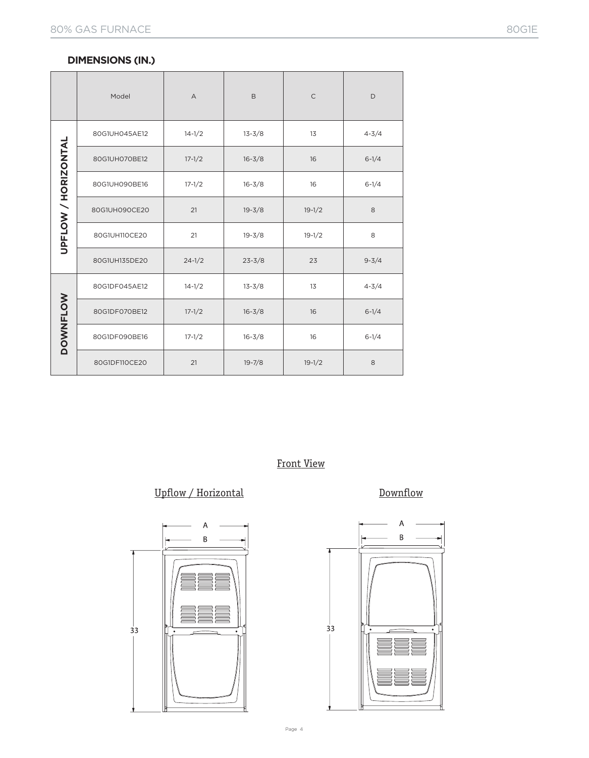## DIMENSIONS (IN.)

| | Model | A | B | C | D |
|---|---|---|---|---|---|
| UPFLOW / HORIZONTAL | 80G1UH045AE12 | 14-1/2 | 13-3/8 | 13 | 4-3/4 |
| | 80G1UH070BE12 | 17-1/2 | 16-3/8 | 16 | 6-1/4 |
| | 80G1UH090BE16 | 17-1/2 | 16-3/8 | 16 | 6-1/4 |
| | 80G1UH090CE20 | 21 | 19-3/8 | 19-1/2 | 8 |
| | 80G1UH110CE20 | 21 | 19-3/8 | 19-1/2 | 8 |
| | 80G1UH135DE20 | 24-1/2 | 23-3/8 | 23 | 9-3/4 |
| DOWNFLOW | 80G1DF045AE12 | 14-1/2 | 13-3/8 | 13 | 4-3/4 |
| | 80G1DF070BE12 | 17-1/2 | 16-3/8 | 16 | 6-1/4 |
| | 80G1DF090BE16 | 17-1/2 | 16-3/8 | 16 | 6-1/4 |
| | 80G1DF110CE20 | 21 | 19-7/8 | 19-1/2 | 8 |

Front View

Upflow / Horizontal

A

B

33

Downflow

A

B

33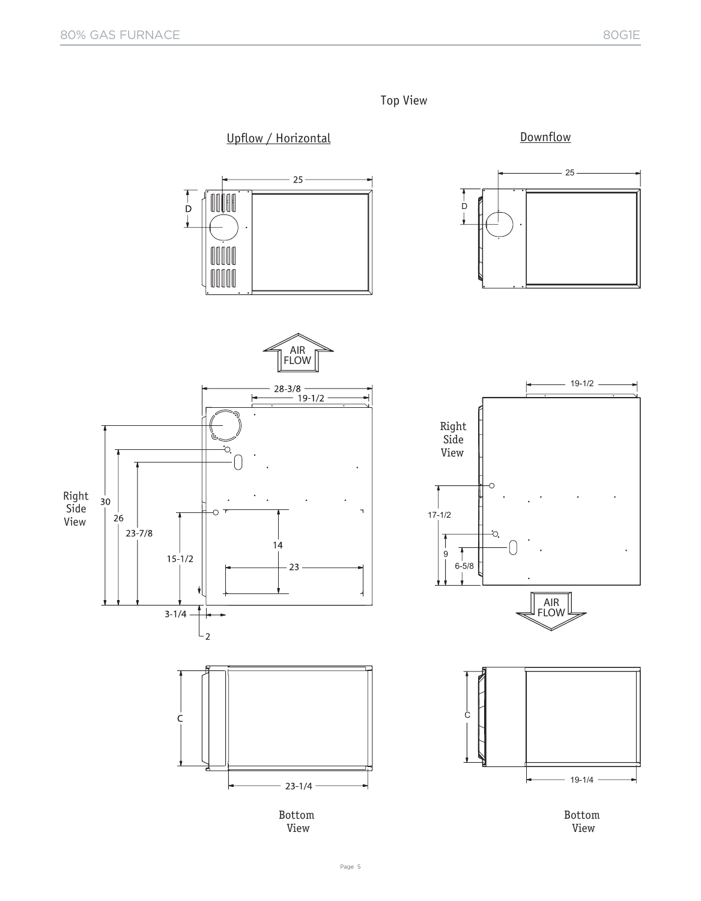## Top View

### Upflow / Horizontal

25

D

AIR FLOW

28-3/8

19-1/2

Right Side View

30

26

23-7/8

15-1/2

14

23

3-1/4

2

C

23-1/4

Bottom View

### Downflow

25

D

19-1/2

Right Side View

17-1/2

9

6-5/8

AIR FLOW

C

19-1/4

Bottom View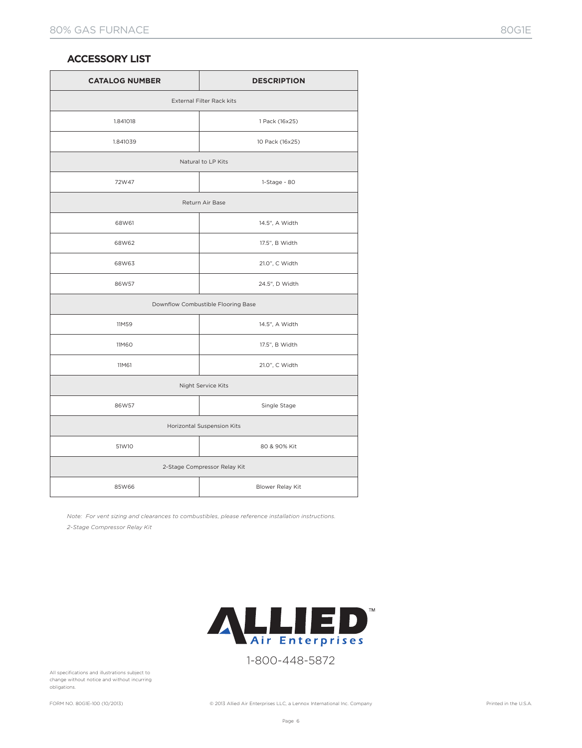## ACCESSORY LIST

| CATALOG NUMBER | DESCRIPTION |
|---|---|
| External Filter Rack kits | |
| 1.841018 | 1 Pack (16x25) |
| 1.841039 | 10 Pack (16x25) |
| Natural to LP Kits | |
| 72W47 | 1-Stage - 80 |
| Return Air Base | |
| 68W61 | 14.5", A Width |
| 68W62 | 17.5", B Width |
| 68W63 | 21.0", C Width |
| 86W57 | 24.5", D Width |
| Downflow Combustible Flooring Base | |
| 11M59 | 14.5", A Width |
| 11M60 | 17.5", B Width |
| 11M61 | 21.0", C Width |
| Night Service Kits | |
| 86W57 | Single Stage |
| Horizontal Suspension Kits | |
| 51W10 | 80 & 90% Kit |
| 2-Stage Compressor Relay Kit | |
| 85W66 | Blower Relay Kit |

*Note: For vent sizing and clearances to combustibles, please reference installation instructions.*

*2-Stage Compressor Relay Kit*

ALLIED™ Air Enterprises

1-800-448-5872

All specifications and illustrations subject to change without notice and without incurring obligations.

FORM NO. 80G1E-100 (10/2013)

© 2013 Allied Air Enterprises LLC, a Lennox International Inc. Company

Printed in the U.S.A.